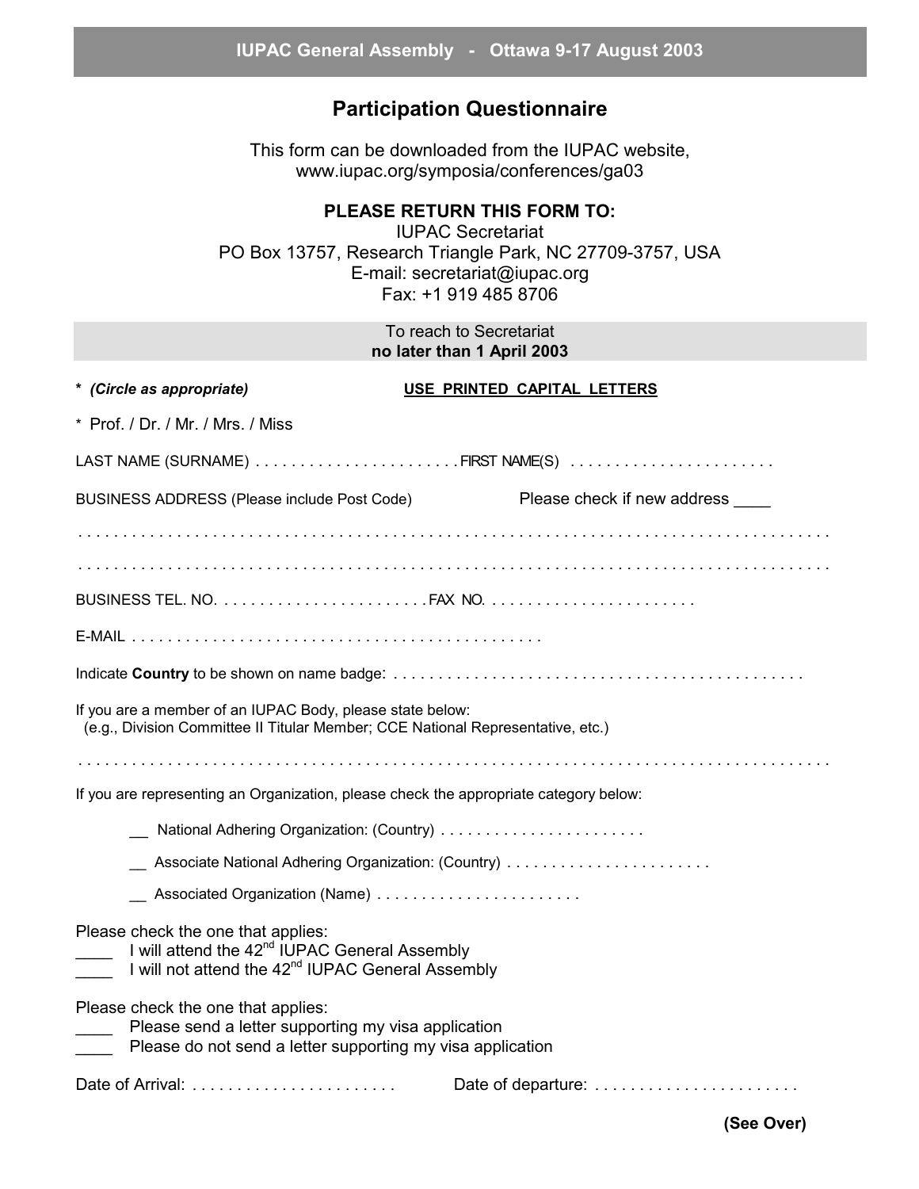# IUPAC General Assembly - Ottawa 9-17 August 2003

## Participation Questionnaire

This form can be downloaded from the IUPAC website, www.iupac.org/symposia/conferences/ga03

**PLEASE RETURN THIS FORM TO:**
IUPAC Secretariat
PO Box 13757, Research Triangle Park, NC 27709-3757, USA
E-mail: secretariat@iupac.org
Fax: +1 919 485 8706

To reach to Secretariat
**no later than 1 April 2003**

**\*** ***(Circle as appropriate)*** **USE PRINTED CAPITAL LETTERS**

\* Prof. / Dr. / Mr. / Mrs. / Miss

LAST NAME (SURNAME) . . . . . . . . . . . . . . . . . . . . . . . FIRST NAME(S) . . . . . . . . . . . . . . . . . . . . . . .

BUSINESS ADDRESS (Please include Post Code) Please check if new address ____

. . . . . . . . . . . . . . . . . . . . . . . . . . . . . . . . . . . . . . . . . . . . . . . . . . . . . . . . . . . . . . . . . . . . . . . . . . . . . . . .

. . . . . . . . . . . . . . . . . . . . . . . . . . . . . . . . . . . . . . . . . . . . . . . . . . . . . . . . . . . . . . . . . . . . . . . . . . . . . . . .

BUSINESS TEL. NO. . . . . . . . . . . . . . . . . . . . . . . . FAX NO. . . . . . . . . . . . . . . . . . . . . . . .

E-MAIL . . . . . . . . . . . . . . . . . . . . . . . . . . . . . . . . . . . . . . . . . . . . . .

Indicate **Country** to be shown on name badge: . . . . . . . . . . . . . . . . . . . . . . . . . . . . . . . . . . . . . . . . . . . . . .

If you are a member of an IUPAC Body, please state below:
(e.g., Division Committee II Titular Member; CCE National Representative, etc.)

. . . . . . . . . . . . . . . . . . . . . . . . . . . . . . . . . . . . . . . . . . . . . . . . . . . . . . . . . . . . . . . . . . . . . . . . . . . . . . . .

If you are representing an Organization, please check the appropriate category below:

__ National Adhering Organization: (Country) . . . . . . . . . . . . . . . . . . . . . . .

__ Associate National Adhering Organization: (Country) . . . . . . . . . . . . . . . . . . . . . . .

__ Associated Organization (Name) . . . . . . . . . . . . . . . . . . . . . . .

Please check the one that applies:
____ I will attend the 42nd IUPAC General Assembly
____ I will not attend the 42nd IUPAC General Assembly

Please check the one that applies:
____ Please send a letter supporting my visa application
____ Please do not send a letter supporting my visa application

Date of Arrival: . . . . . . . . . . . . . . . . . . . . . . . Date of departure: . . . . . . . . . . . . . . . . . . . . . . .

**(See Over)**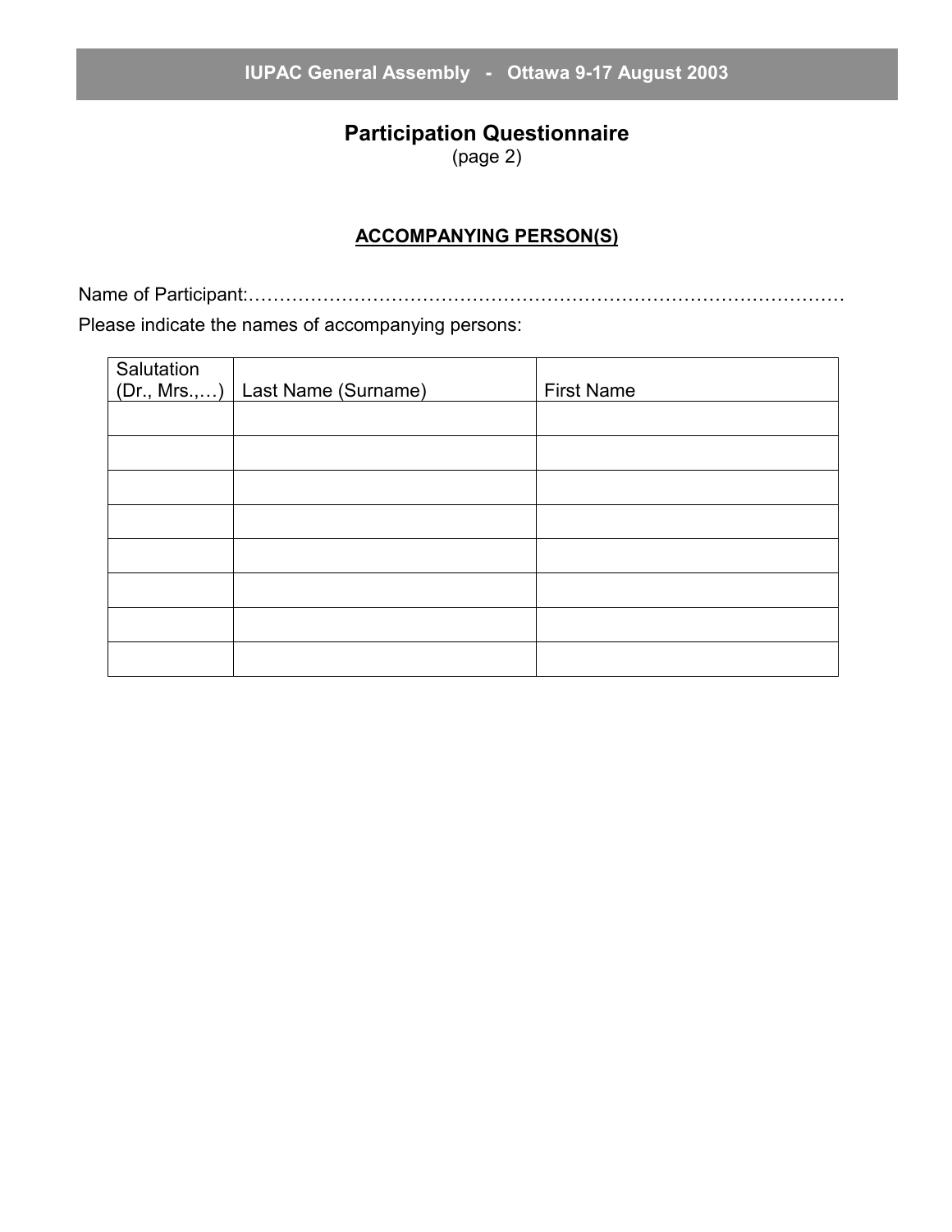# Participation Questionnaire

(page 2)

## ACCOMPANYING PERSON(S)

Name of Participant:………………………………………………………………………………………

Please indicate the names of accompanying persons:

| Salutation (Dr., Mrs.,…) | Last Name (Surname) | First Name |
|---|---|---|
| | | |
| | | |
| | | |
| | | |
| | | |
| | | |
| | | |
| | | |